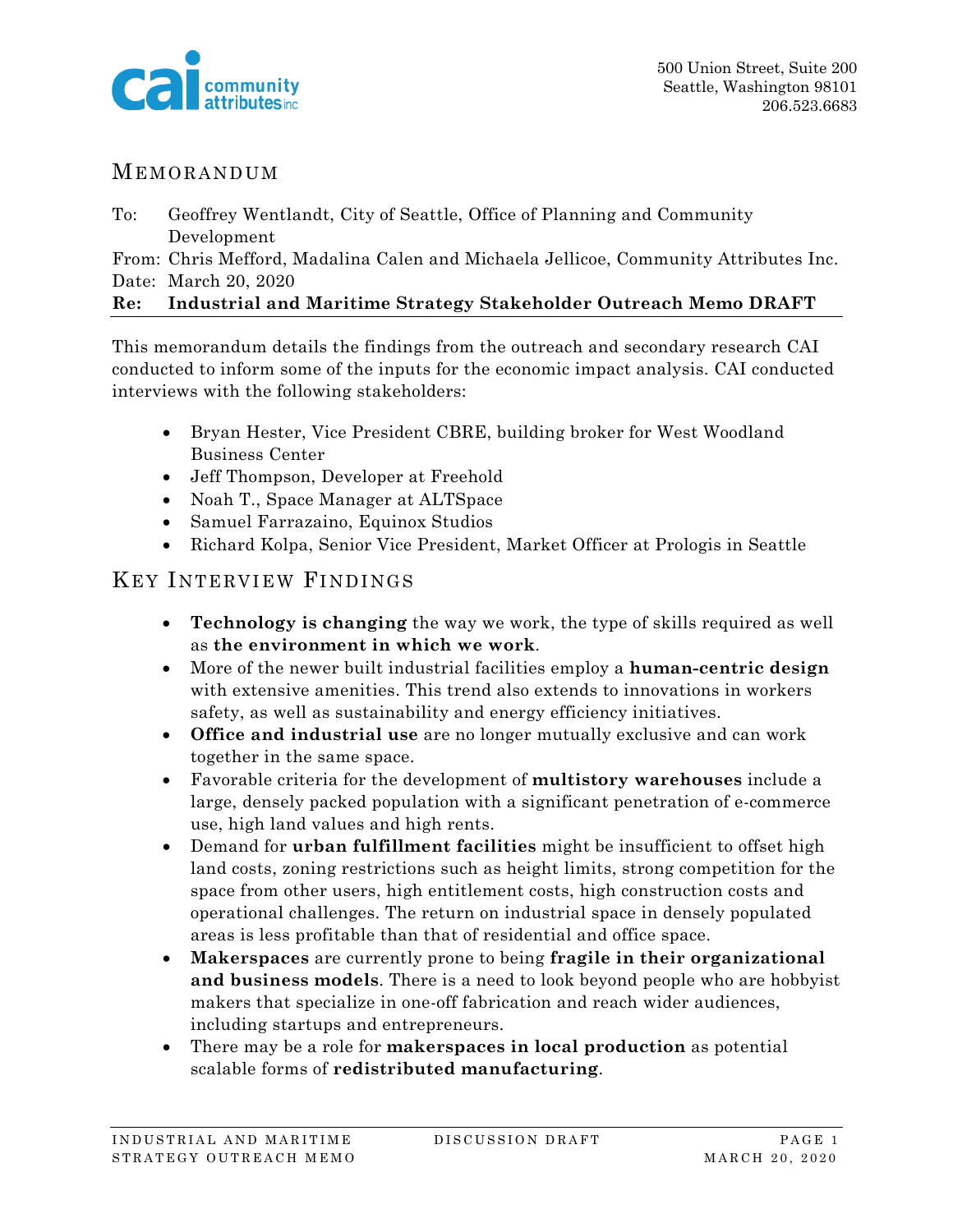500 Union Street, Suite 200
Seattle, Washington 98101
206.523.6683

# MEMORANDUM

To: Geoffrey Wentlandt, City of Seattle, Office of Planning and Community Development
From: Chris Mefford, Madalina Calen and Michaela Jellicoe, Community Attributes Inc.
Date: March 20, 2020
**Re: Industrial and Maritime Strategy Stakeholder Outreach Memo DRAFT**

This memorandum details the findings from the outreach and secondary research CAI conducted to inform some of the inputs for the economic impact analysis. CAI conducted interviews with the following stakeholders:

- Bryan Hester, Vice President CBRE, building broker for West Woodland Business Center
- Jeff Thompson, Developer at Freehold
- Noah T., Space Manager at ALTSpace
- Samuel Farrazaino, Equinox Studios
- Richard Kolpa, Senior Vice President, Market Officer at Prologis in Seattle

## KEY INTERVIEW FINDINGS

- **Technology is changing** the way we work, the type of skills required as well as **the environment in which we work**.
- More of the newer built industrial facilities employ a **human-centric design** with extensive amenities. This trend also extends to innovations in workers safety, as well as sustainability and energy efficiency initiatives.
- **Office and industrial use** are no longer mutually exclusive and can work together in the same space.
- Favorable criteria for the development of **multistory warehouses** include a large, densely packed population with a significant penetration of e-commerce use, high land values and high rents.
- Demand for **urban fulfillment facilities** might be insufficient to offset high land costs, zoning restrictions such as height limits, strong competition for the space from other users, high entitlement costs, high construction costs and operational challenges. The return on industrial space in densely populated areas is less profitable than that of residential and office space.
- **Makerspaces** are currently prone to being **fragile in their organizational and business models**. There is a need to look beyond people who are hobbyist makers that specialize in one-off fabrication and reach wider audiences, including startups and entrepreneurs.
- There may be a role for **makerspaces in local production** as potential scalable forms of **redistributed manufacturing**.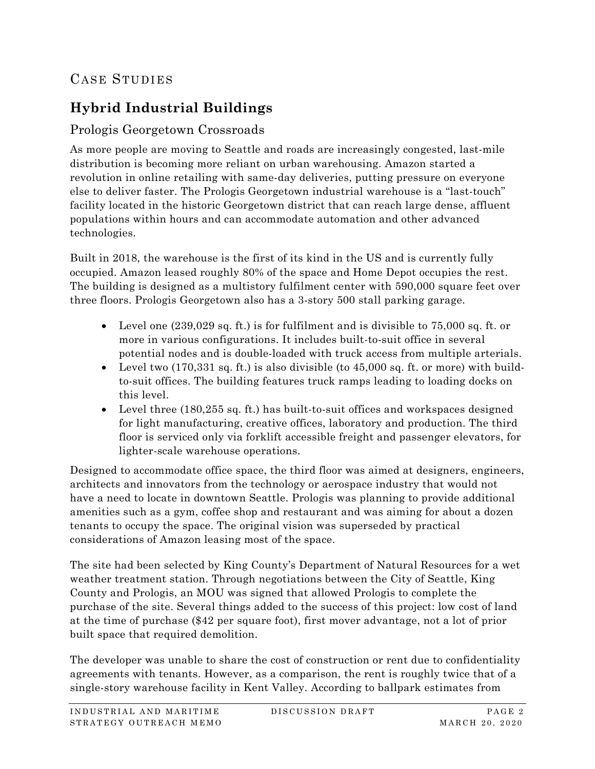# Case Studies

## Hybrid Industrial Buildings

### Prologis Georgetown Crossroads

As more people are moving to Seattle and roads are increasingly congested, last-mile distribution is becoming more reliant on urban warehousing. Amazon started a revolution in online retailing with same-day deliveries, putting pressure on everyone else to deliver faster. The Prologis Georgetown industrial warehouse is a "last-touch" facility located in the historic Georgetown district that can reach large dense, affluent populations within hours and can accommodate automation and other advanced technologies.

Built in 2018, the warehouse is the first of its kind in the US and is currently fully occupied. Amazon leased roughly 80% of the space and Home Depot occupies the rest. The building is designed as a multistory fulfilment center with 590,000 square feet over three floors. Prologis Georgetown also has a 3-story 500 stall parking garage.

- Level one (239,029 sq. ft.) is for fulfilment and is divisible to 75,000 sq. ft. or more in various configurations. It includes built-to-suit office in several potential nodes and is double-loaded with truck access from multiple arterials.
- Level two (170,331 sq. ft.) is also divisible (to 45,000 sq. ft. or more) with build-to-suit offices. The building features truck ramps leading to loading docks on this level.
- Level three (180,255 sq. ft.) has built-to-suit offices and workspaces designed for light manufacturing, creative offices, laboratory and production. The third floor is serviced only via forklift accessible freight and passenger elevators, for lighter-scale warehouse operations.

Designed to accommodate office space, the third floor was aimed at designers, engineers, architects and innovators from the technology or aerospace industry that would not have a need to locate in downtown Seattle. Prologis was planning to provide additional amenities such as a gym, coffee shop and restaurant and was aiming for about a dozen tenants to occupy the space. The original vision was superseded by practical considerations of Amazon leasing most of the space.

The site had been selected by King County's Department of Natural Resources for a wet weather treatment station. Through negotiations between the City of Seattle, King County and Prologis, an MOU was signed that allowed Prologis to complete the purchase of the site. Several things added to the success of this project: low cost of land at the time of purchase ($42 per square foot), first mover advantage, not a lot of prior built space that required demolition.

The developer was unable to share the cost of construction or rent due to confidentiality agreements with tenants. However, as a comparison, the rent is roughly twice that of a single-story warehouse facility in Kent Valley. According to ballpark estimates from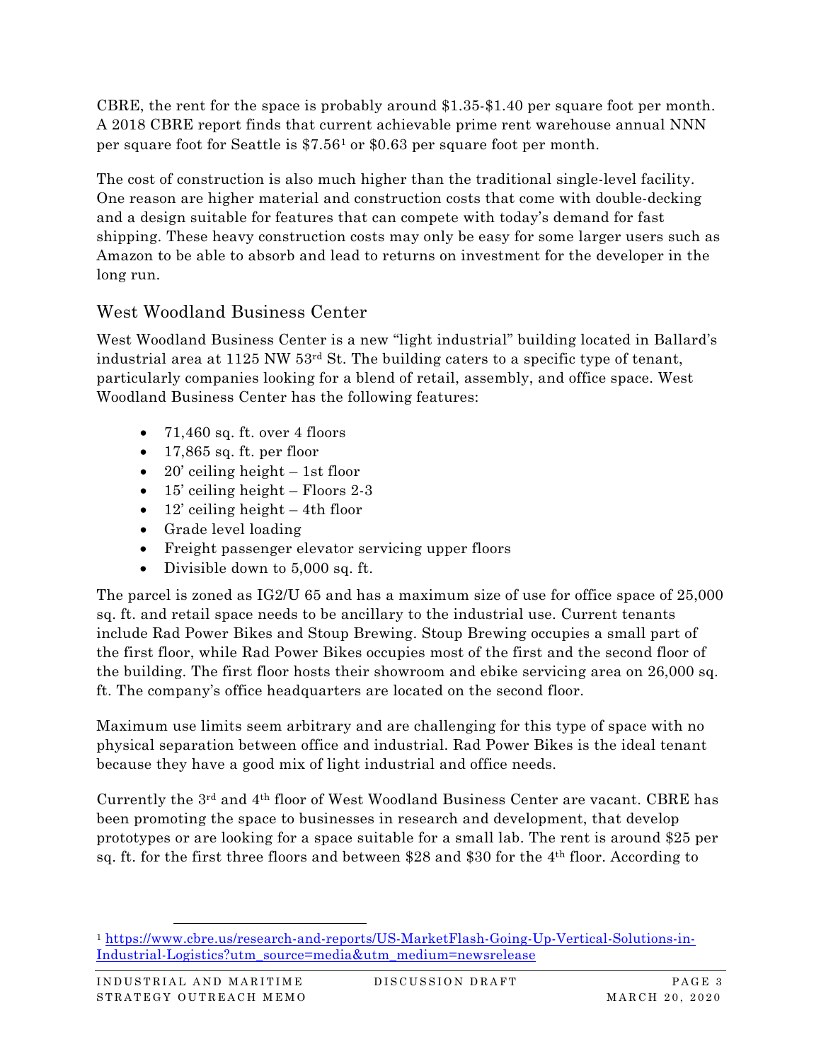CBRE, the rent for the space is probably around $1.35-$1.40 per square foot per month. A 2018 CBRE report finds that current achievable prime rent warehouse annual NNN per square foot for Seattle is $7.56[1] or $0.63 per square foot per month.

The cost of construction is also much higher than the traditional single-level facility. One reason are higher material and construction costs that come with double-decking and a design suitable for features that can compete with today's demand for fast shipping. These heavy construction costs may only be easy for some larger users such as Amazon to be able to absorb and lead to returns on investment for the developer in the long run.

## West Woodland Business Center

West Woodland Business Center is a new "light industrial" building located in Ballard's industrial area at 1125 NW 53rd St. The building caters to a specific type of tenant, particularly companies looking for a blend of retail, assembly, and office space. West Woodland Business Center has the following features:

- 71,460 sq. ft. over 4 floors
- 17,865 sq. ft. per floor
- 20' ceiling height – 1st floor
- 15' ceiling height – Floors 2-3
- 12' ceiling height – 4th floor
- Grade level loading
- Freight passenger elevator servicing upper floors
- Divisible down to 5,000 sq. ft.

The parcel is zoned as IG2/U 65 and has a maximum size of use for office space of 25,000 sq. ft. and retail space needs to be ancillary to the industrial use. Current tenants include Rad Power Bikes and Stoup Brewing. Stoup Brewing occupies a small part of the first floor, while Rad Power Bikes occupies most of the first and the second floor of the building. The first floor hosts their showroom and ebike servicing area on 26,000 sq. ft. The company's office headquarters are located on the second floor.

Maximum use limits seem arbitrary and are challenging for this type of space with no physical separation between office and industrial. Rad Power Bikes is the ideal tenant because they have a good mix of light industrial and office needs.

Currently the 3rd and 4th floor of West Woodland Business Center are vacant. CBRE has been promoting the space to businesses in research and development, that develop prototypes or are looking for a space suitable for a small lab. The rent is around $25 per sq. ft. for the first three floors and between $28 and $30 for the 4th floor. According to

---

[1] https://www.cbre.us/research-and-reports/US-MarketFlash-Going-Up-Vertical-Solutions-in-Industrial-Logistics?utm_source=media&utm_medium=newsrelease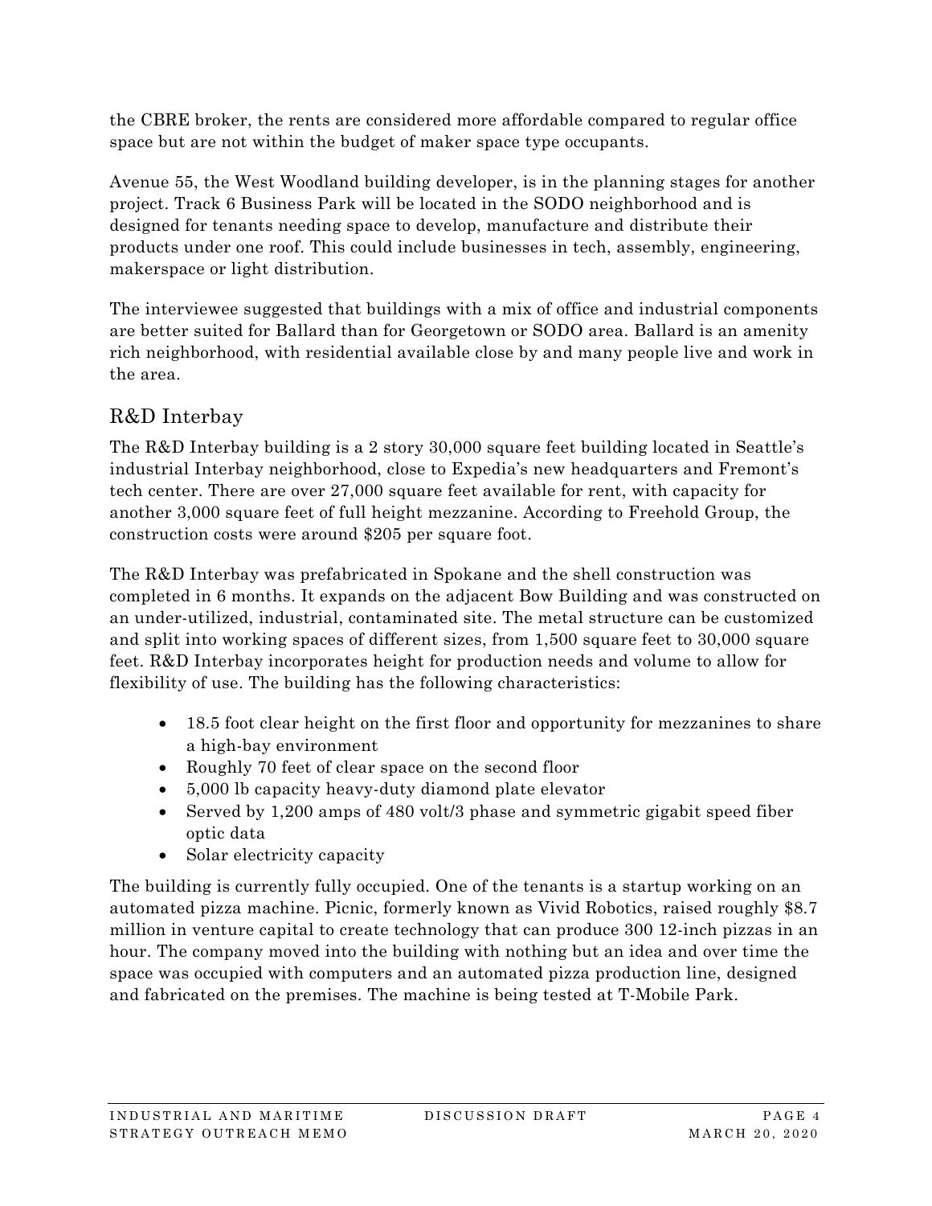the CBRE broker, the rents are considered more affordable compared to regular office space but are not within the budget of maker space type occupants.

Avenue 55, the West Woodland building developer, is in the planning stages for another project. Track 6 Business Park will be located in the SODO neighborhood and is designed for tenants needing space to develop, manufacture and distribute their products under one roof. This could include businesses in tech, assembly, engineering, makerspace or light distribution.

The interviewee suggested that buildings with a mix of office and industrial components are better suited for Ballard than for Georgetown or SODO area. Ballard is an amenity rich neighborhood, with residential available close by and many people live and work in the area.

## R&D Interbay

The R&D Interbay building is a 2 story 30,000 square feet building located in Seattle's industrial Interbay neighborhood, close to Expedia's new headquarters and Fremont's tech center. There are over 27,000 square feet available for rent, with capacity for another 3,000 square feet of full height mezzanine. According to Freehold Group, the construction costs were around $205 per square foot.

The R&D Interbay was prefabricated in Spokane and the shell construction was completed in 6 months. It expands on the adjacent Bow Building and was constructed on an under-utilized, industrial, contaminated site. The metal structure can be customized and split into working spaces of different sizes, from 1,500 square feet to 30,000 square feet. R&D Interbay incorporates height for production needs and volume to allow for flexibility of use. The building has the following characteristics:

- 18.5 foot clear height on the first floor and opportunity for mezzanines to share a high-bay environment
- Roughly 70 feet of clear space on the second floor
- 5,000 lb capacity heavy-duty diamond plate elevator
- Served by 1,200 amps of 480 volt/3 phase and symmetric gigabit speed fiber optic data
- Solar electricity capacity

The building is currently fully occupied. One of the tenants is a startup working on an automated pizza machine. Picnic, formerly known as Vivid Robotics, raised roughly $8.7 million in venture capital to create technology that can produce 300 12-inch pizzas in an hour. The company moved into the building with nothing but an idea and over time the space was occupied with computers and an automated pizza production line, designed and fabricated on the premises. The machine is being tested at T-Mobile Park.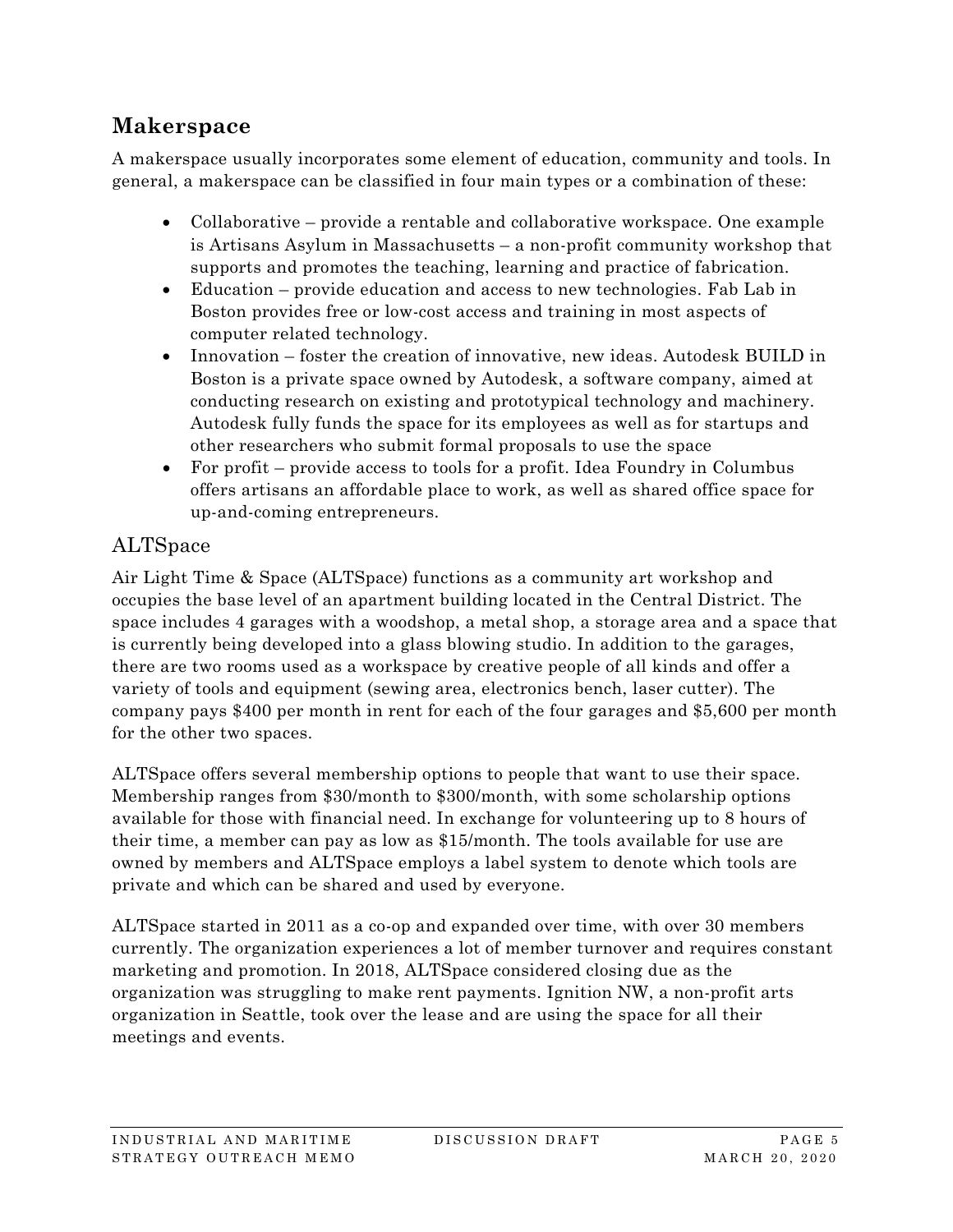## Makerspace

A makerspace usually incorporates some element of education, community and tools. In general, a makerspace can be classified in four main types or a combination of these:

- Collaborative – provide a rentable and collaborative workspace. One example is Artisans Asylum in Massachusetts – a non-profit community workshop that supports and promotes the teaching, learning and practice of fabrication.
- Education – provide education and access to new technologies. Fab Lab in Boston provides free or low-cost access and training in most aspects of computer related technology.
- Innovation – foster the creation of innovative, new ideas. Autodesk BUILD in Boston is a private space owned by Autodesk, a software company, aimed at conducting research on existing and prototypical technology and machinery. Autodesk fully funds the space for its employees as well as for startups and other researchers who submit formal proposals to use the space
- For profit – provide access to tools for a profit. Idea Foundry in Columbus offers artisans an affordable place to work, as well as shared office space for up-and-coming entrepreneurs.

### ALTSpace

Air Light Time & Space (ALTSpace) functions as a community art workshop and occupies the base level of an apartment building located in the Central District. The space includes 4 garages with a woodshop, a metal shop, a storage area and a space that is currently being developed into a glass blowing studio. In addition to the garages, there are two rooms used as a workspace by creative people of all kinds and offer a variety of tools and equipment (sewing area, electronics bench, laser cutter). The company pays $400 per month in rent for each of the four garages and $5,600 per month for the other two spaces.

ALTSpace offers several membership options to people that want to use their space. Membership ranges from $30/month to $300/month, with some scholarship options available for those with financial need. In exchange for volunteering up to 8 hours of their time, a member can pay as low as $15/month. The tools available for use are owned by members and ALTSpace employs a label system to denote which tools are private and which can be shared and used by everyone.

ALTSpace started in 2011 as a co-op and expanded over time, with over 30 members currently. The organization experiences a lot of member turnover and requires constant marketing and promotion. In 2018, ALTSpace considered closing due as the organization was struggling to make rent payments. Ignition NW, a non-profit arts organization in Seattle, took over the lease and are using the space for all their meetings and events.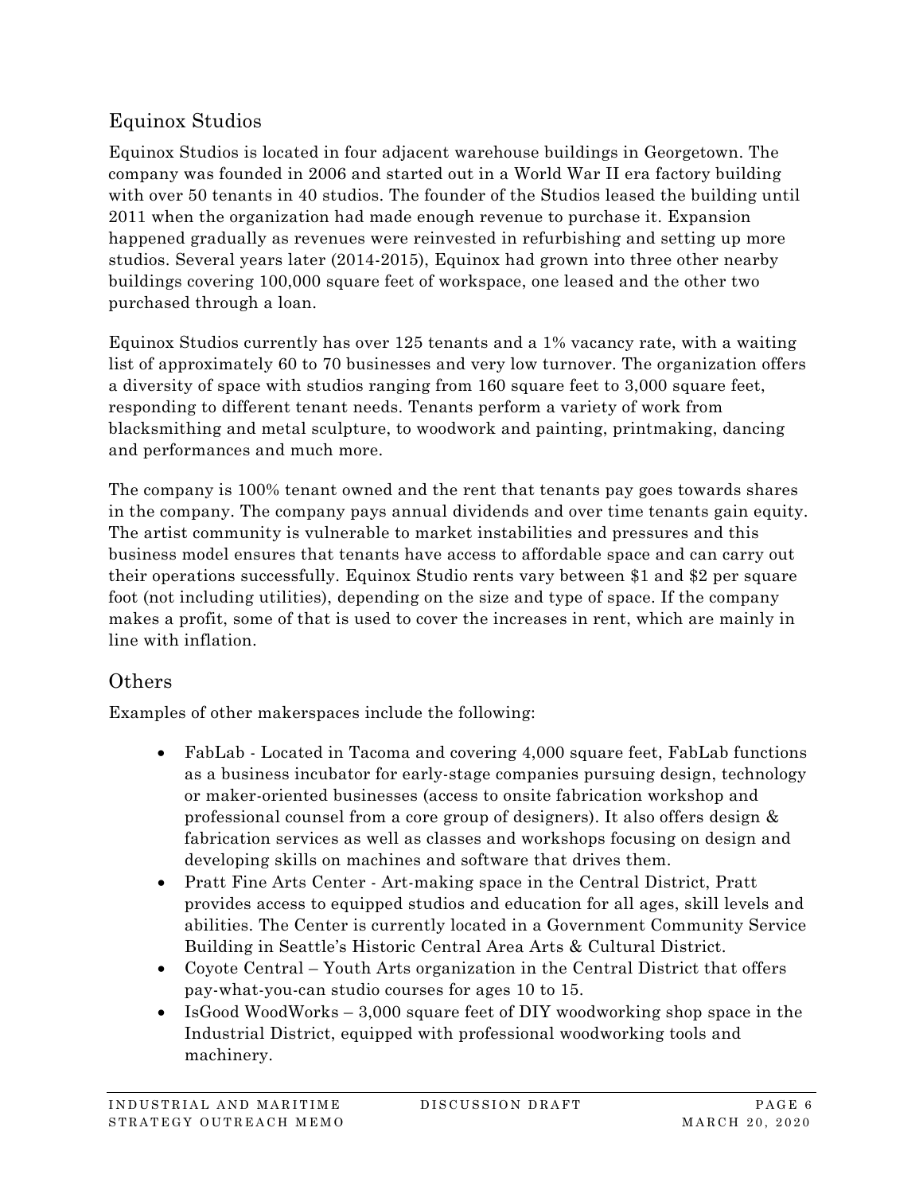## Equinox Studios

Equinox Studios is located in four adjacent warehouse buildings in Georgetown. The company was founded in 2006 and started out in a World War II era factory building with over 50 tenants in 40 studios. The founder of the Studios leased the building until 2011 when the organization had made enough revenue to purchase it. Expansion happened gradually as revenues were reinvested in refurbishing and setting up more studios. Several years later (2014-2015), Equinox had grown into three other nearby buildings covering 100,000 square feet of workspace, one leased and the other two purchased through a loan.

Equinox Studios currently has over 125 tenants and a 1% vacancy rate, with a waiting list of approximately 60 to 70 businesses and very low turnover. The organization offers a diversity of space with studios ranging from 160 square feet to 3,000 square feet, responding to different tenant needs. Tenants perform a variety of work from blacksmithing and metal sculpture, to woodwork and painting, printmaking, dancing and performances and much more.

The company is 100% tenant owned and the rent that tenants pay goes towards shares in the company. The company pays annual dividends and over time tenants gain equity. The artist community is vulnerable to market instabilities and pressures and this business model ensures that tenants have access to affordable space and can carry out their operations successfully. Equinox Studio rents vary between $1 and $2 per square foot (not including utilities), depending on the size and type of space. If the company makes a profit, some of that is used to cover the increases in rent, which are mainly in line with inflation.

## Others

Examples of other makerspaces include the following:

- FabLab - Located in Tacoma and covering 4,000 square feet, FabLab functions as a business incubator for early-stage companies pursuing design, technology or maker-oriented businesses (access to onsite fabrication workshop and professional counsel from a core group of designers). It also offers design & fabrication services as well as classes and workshops focusing on design and developing skills on machines and software that drives them.
- Pratt Fine Arts Center - Art-making space in the Central District, Pratt provides access to equipped studios and education for all ages, skill levels and abilities. The Center is currently located in a Government Community Service Building in Seattle's Historic Central Area Arts & Cultural District.
- Coyote Central – Youth Arts organization in the Central District that offers pay-what-you-can studio courses for ages 10 to 15.
- IsGood WoodWorks – 3,000 square feet of DIY woodworking shop space in the Industrial District, equipped with professional woodworking tools and machinery.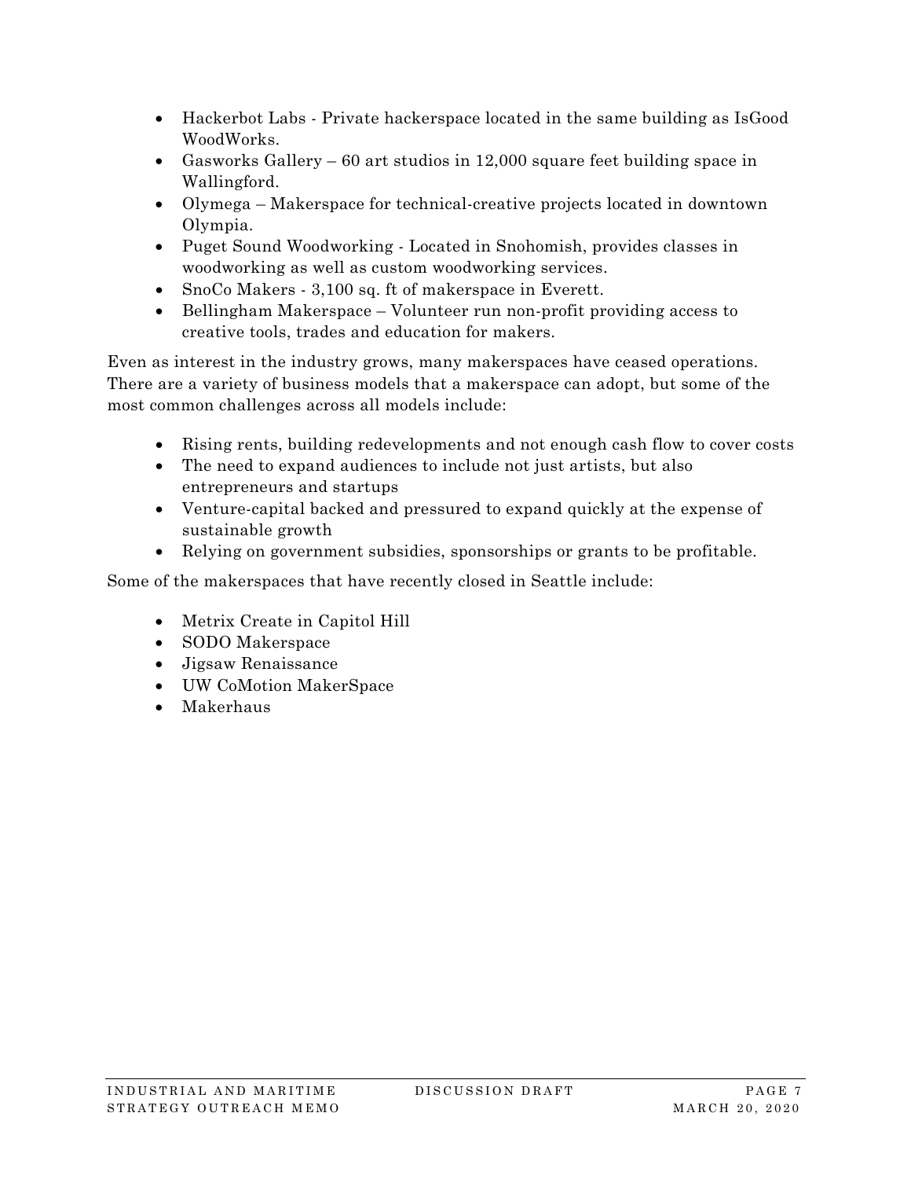- Hackerbot Labs - Private hackerspace located in the same building as IsGood WoodWorks.
- Gasworks Gallery – 60 art studios in 12,000 square feet building space in Wallingford.
- Olymega – Makerspace for technical-creative projects located in downtown Olympia.
- Puget Sound Woodworking - Located in Snohomish, provides classes in woodworking as well as custom woodworking services.
- SnoCo Makers - 3,100 sq. ft of makerspace in Everett.
- Bellingham Makerspace – Volunteer run non-profit providing access to creative tools, trades and education for makers.

Even as interest in the industry grows, many makerspaces have ceased operations. There are a variety of business models that a makerspace can adopt, but some of the most common challenges across all models include:

- Rising rents, building redevelopments and not enough cash flow to cover costs
- The need to expand audiences to include not just artists, but also entrepreneurs and startups
- Venture-capital backed and pressured to expand quickly at the expense of sustainable growth
- Relying on government subsidies, sponsorships or grants to be profitable.

Some of the makerspaces that have recently closed in Seattle include:

- Metrix Create in Capitol Hill
- SODO Makerspace
- Jigsaw Renaissance
- UW CoMotion MakerSpace
- Makerhaus